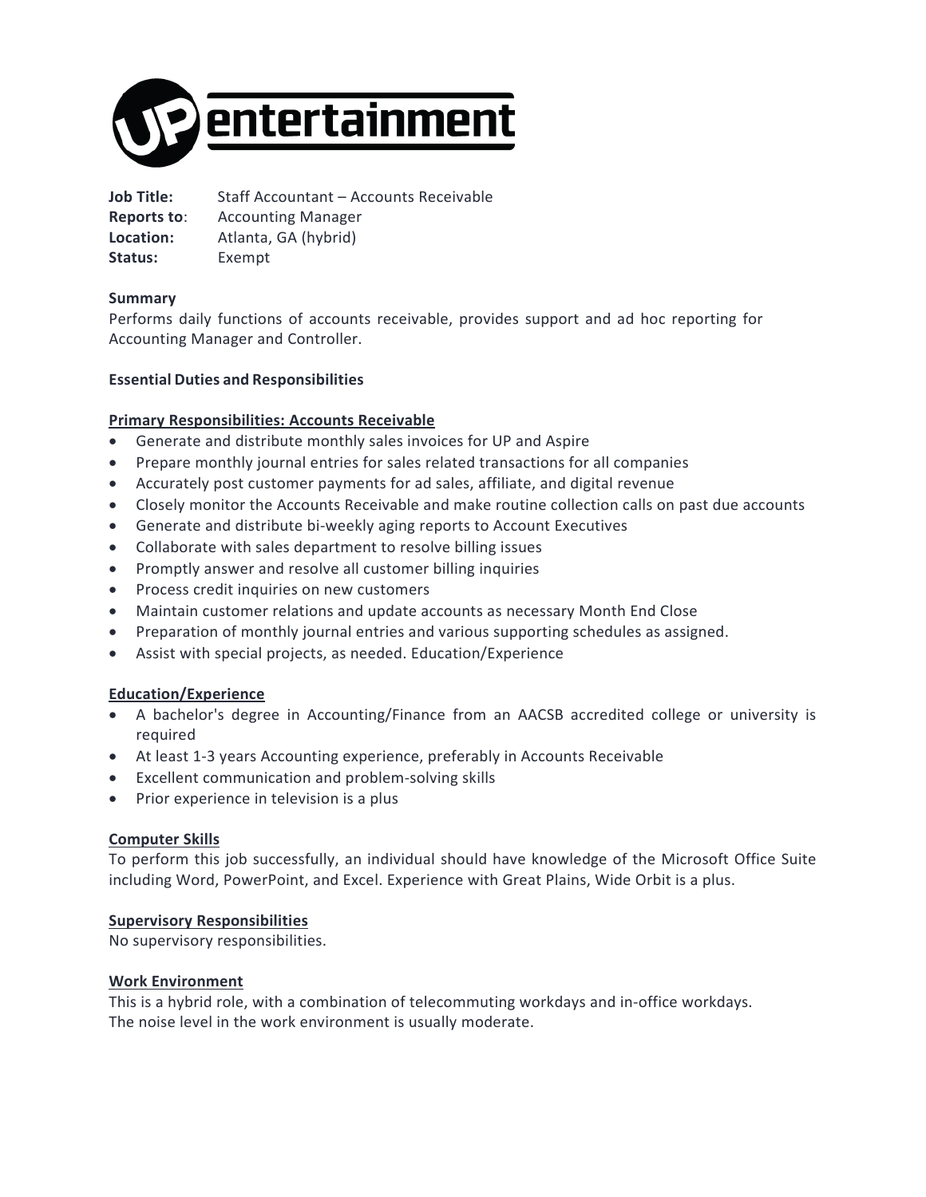# UP entertainment

**Job Title:** Staff Accountant – Accounts Receivable
**Reports to**: Accounting Manager
**Location:** Atlanta, GA (hybrid)
**Status:** Exempt

**Summary**
Performs daily functions of accounts receivable, provides support and ad hoc reporting for Accounting Manager and Controller.

**Essential Duties and Responsibilities**

**Primary Responsibilities: Accounts Receivable**

- Generate and distribute monthly sales invoices for UP and Aspire
- Prepare monthly journal entries for sales related transactions for all companies
- Accurately post customer payments for ad sales, affiliate, and digital revenue
- Closely monitor the Accounts Receivable and make routine collection calls on past due accounts
- Generate and distribute bi-weekly aging reports to Account Executives
- Collaborate with sales department to resolve billing issues
- Promptly answer and resolve all customer billing inquiries
- Process credit inquiries on new customers
- Maintain customer relations and update accounts as necessary Month End Close
- Preparation of monthly journal entries and various supporting schedules as assigned.
- Assist with special projects, as needed. Education/Experience

**Education/Experience**

- A bachelor's degree in Accounting/Finance from an AACSB accredited college or university is required
- At least 1-3 years Accounting experience, preferably in Accounts Receivable
- Excellent communication and problem-solving skills
- Prior experience in television is a plus

**Computer Skills**
To perform this job successfully, an individual should have knowledge of the Microsoft Office Suite including Word, PowerPoint, and Excel. Experience with Great Plains, Wide Orbit is a plus.

**Supervisory Responsibilities**
No supervisory responsibilities.

**Work Environment**
This is a hybrid role, with a combination of telecommuting workdays and in-office workdays.
The noise level in the work environment is usually moderate.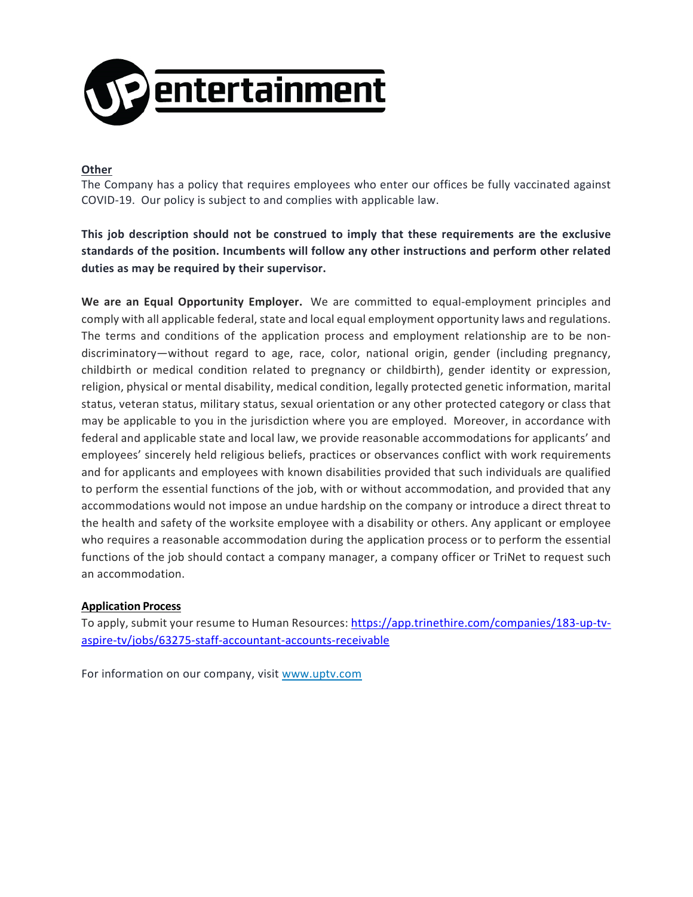**Other**

The Company has a policy that requires employees who enter our offices be fully vaccinated against COVID-19. Our policy is subject to and complies with applicable law.

**This job description should not be construed to imply that these requirements are the exclusive standards of the position. Incumbents will follow any other instructions and perform other related duties as may be required by their supervisor.**

**We are an Equal Opportunity Employer.** We are committed to equal-employment principles and comply with all applicable federal, state and local equal employment opportunity laws and regulations. The terms and conditions of the application process and employment relationship are to be non-discriminatory—without regard to age, race, color, national origin, gender (including pregnancy, childbirth or medical condition related to pregnancy or childbirth), gender identity or expression, religion, physical or mental disability, medical condition, legally protected genetic information, marital status, veteran status, military status, sexual orientation or any other protected category or class that may be applicable to you in the jurisdiction where you are employed. Moreover, in accordance with federal and applicable state and local law, we provide reasonable accommodations for applicants' and employees' sincerely held religious beliefs, practices or observances conflict with work requirements and for applicants and employees with known disabilities provided that such individuals are qualified to perform the essential functions of the job, with or without accommodation, and provided that any accommodations would not impose an undue hardship on the company or introduce a direct threat to the health and safety of the worksite employee with a disability or others. Any applicant or employee who requires a reasonable accommodation during the application process or to perform the essential functions of the job should contact a company manager, a company officer or TriNet to request such an accommodation.

**Application Process**

To apply, submit your resume to Human Resources: https://app.trinethire.com/companies/183-up-tv-aspire-tv/jobs/63275-staff-accountant-accounts-receivable

For information on our company, visit www.uptv.com